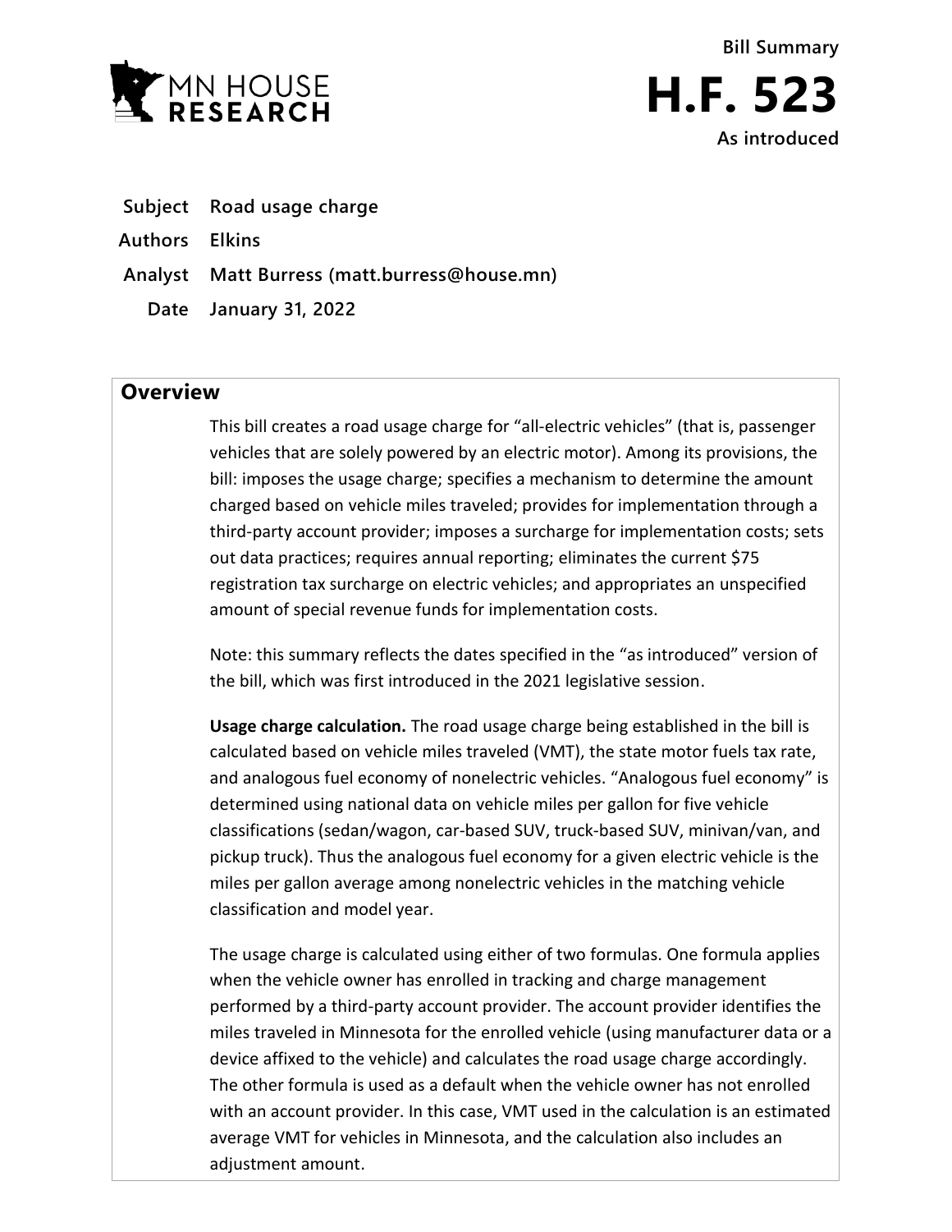Bill Summary

# H.F. 523

As introduced

**Subject** Road usage charge

**Authors** Elkins

**Analyst** Matt Burress (matt.burress@house.mn)

**Date** January 31, 2022

## Overview

This bill creates a road usage charge for "all-electric vehicles" (that is, passenger vehicles that are solely powered by an electric motor). Among its provisions, the bill: imposes the usage charge; specifies a mechanism to determine the amount charged based on vehicle miles traveled; provides for implementation through a third-party account provider; imposes a surcharge for implementation costs; sets out data practices; requires annual reporting; eliminates the current $75 registration tax surcharge on electric vehicles; and appropriates an unspecified amount of special revenue funds for implementation costs.

Note: this summary reflects the dates specified in the "as introduced" version of the bill, which was first introduced in the 2021 legislative session.

**Usage charge calculation.** The road usage charge being established in the bill is calculated based on vehicle miles traveled (VMT), the state motor fuels tax rate, and analogous fuel economy of nonelectric vehicles. "Analogous fuel economy" is determined using national data on vehicle miles per gallon for five vehicle classifications (sedan/wagon, car-based SUV, truck-based SUV, minivan/van, and pickup truck). Thus the analogous fuel economy for a given electric vehicle is the miles per gallon average among nonelectric vehicles in the matching vehicle classification and model year.

The usage charge is calculated using either of two formulas. One formula applies when the vehicle owner has enrolled in tracking and charge management performed by a third-party account provider. The account provider identifies the miles traveled in Minnesota for the enrolled vehicle (using manufacturer data or a device affixed to the vehicle) and calculates the road usage charge accordingly. The other formula is used as a default when the vehicle owner has not enrolled with an account provider. In this case, VMT used in the calculation is an estimated average VMT for vehicles in Minnesota, and the calculation also includes an adjustment amount.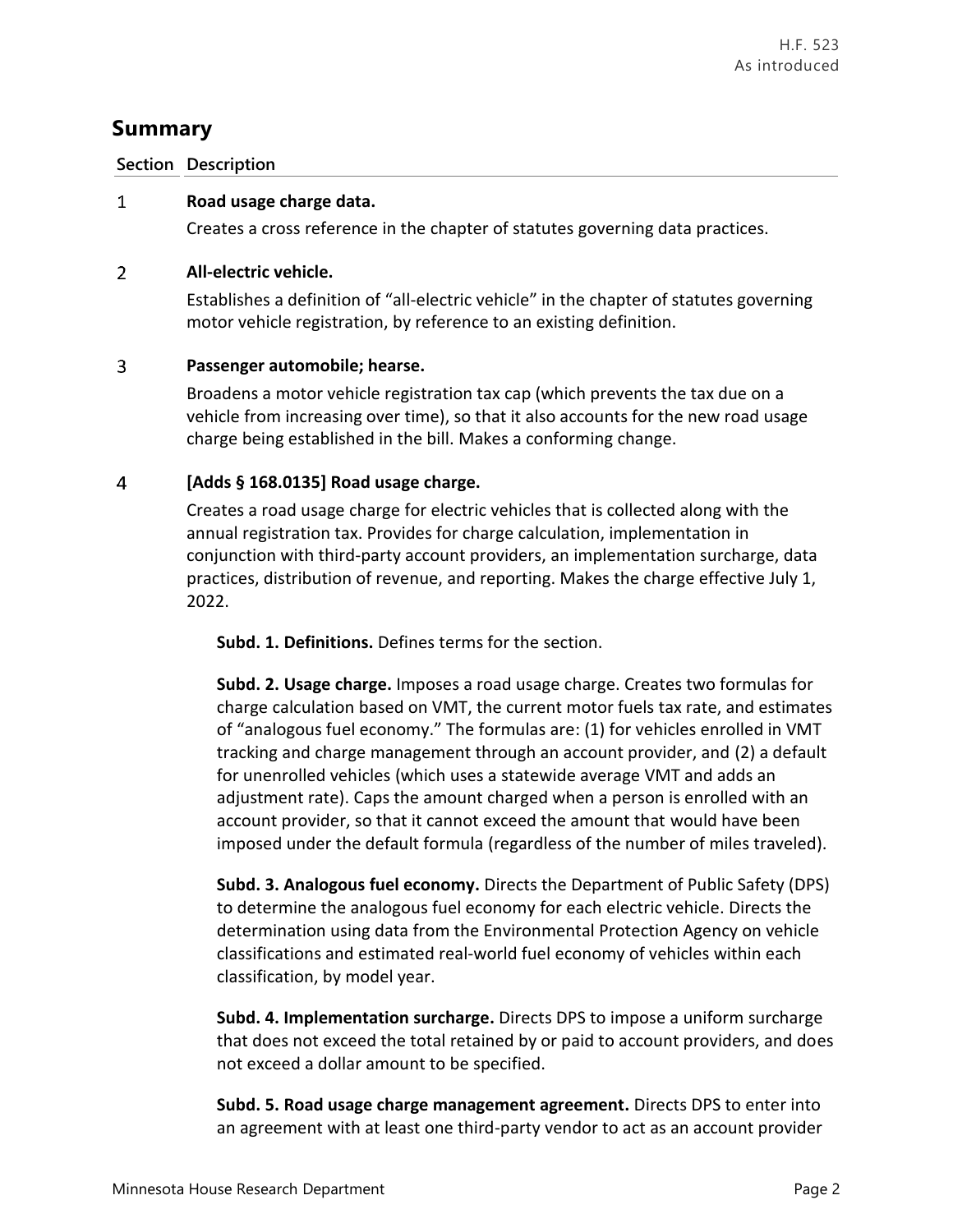## Summary

| Section | Description |
|---|---|
| 1 | **Road usage charge data.**<br>Creates a cross reference in the chapter of statutes governing data practices. |
| 2 | **All-electric vehicle.**<br>Establishes a definition of "all-electric vehicle" in the chapter of statutes governing motor vehicle registration, by reference to an existing definition. |
| 3 | **Passenger automobile; hearse.**<br>Broadens a motor vehicle registration tax cap (which prevents the tax due on a vehicle from increasing over time), so that it also accounts for the new road usage charge being established in the bill. Makes a conforming change. |
| 4 | **[Adds § 168.0135] Road usage charge.**<br>Creates a road usage charge for electric vehicles that is collected along with the annual registration tax. Provides for charge calculation, implementation in conjunction with third-party account providers, an implementation surcharge, data practices, distribution of revenue, and reporting. Makes the charge effective July 1, 2022.<br><br>**Subd. 1. Definitions.** Defines terms for the section.<br><br>**Subd. 2. Usage charge.** Imposes a road usage charge. Creates two formulas for charge calculation based on VMT, the current motor fuels tax rate, and estimates of "analogous fuel economy." The formulas are: (1) for vehicles enrolled in VMT tracking and charge management through an account provider, and (2) a default for unenrolled vehicles (which uses a statewide average VMT and adds an adjustment rate). Caps the amount charged when a person is enrolled with an account provider, so that it cannot exceed the amount that would have been imposed under the default formula (regardless of the number of miles traveled).<br><br>**Subd. 3. Analogous fuel economy.** Directs the Department of Public Safety (DPS) to determine the analogous fuel economy for each electric vehicle. Directs the determination using data from the Environmental Protection Agency on vehicle classifications and estimated real-world fuel economy of vehicles within each classification, by model year.<br><br>**Subd. 4. Implementation surcharge.** Directs DPS to impose a uniform surcharge that does not exceed the total retained by or paid to account providers, and does not exceed a dollar amount to be specified.<br><br>**Subd. 5. Road usage charge management agreement.** Directs DPS to enter into an agreement with at least one third-party vendor to act as an account provider |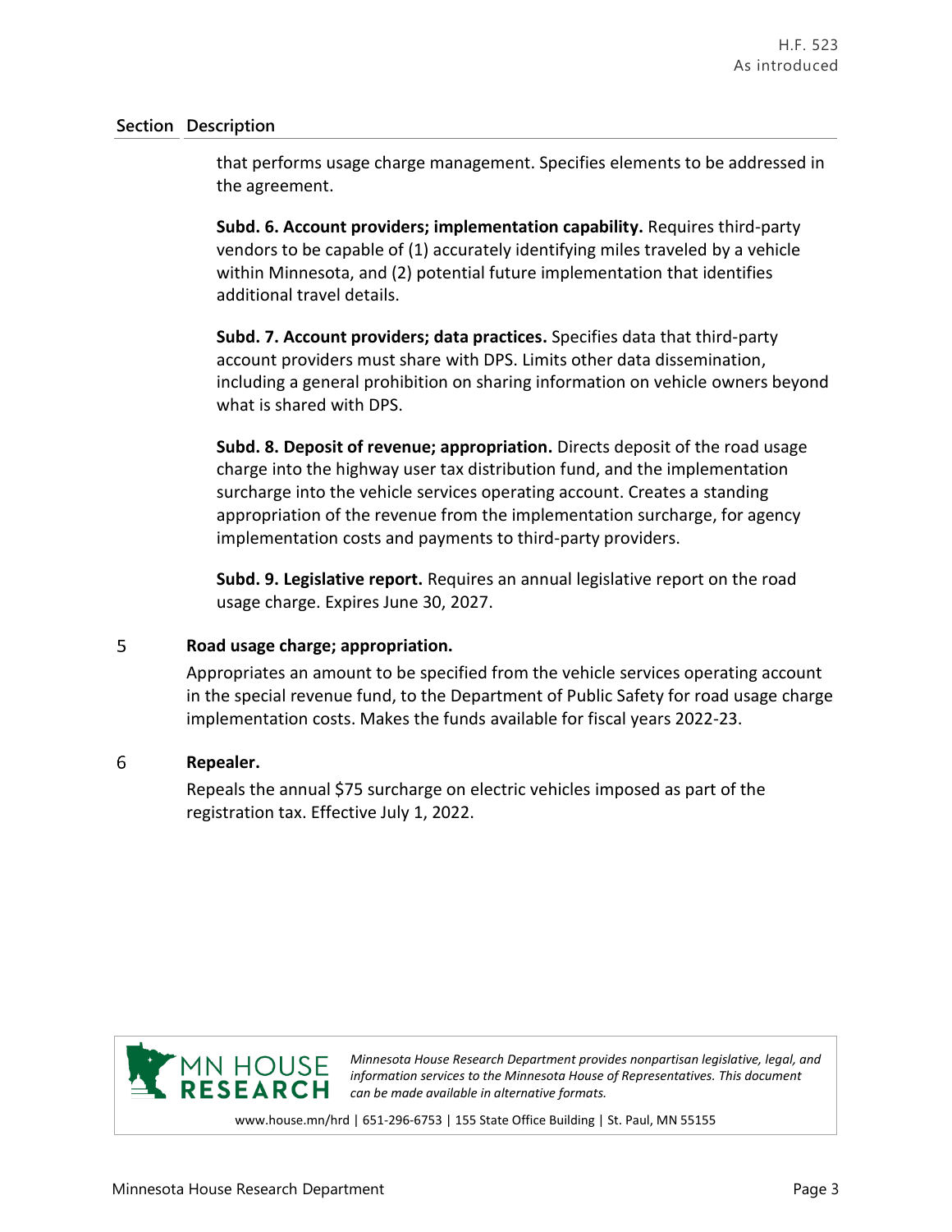| Section | Description |
|---|---|
| | that performs usage charge management. Specifies elements to be addressed in the agreement. |
| | **Subd. 6. Account providers; implementation capability.** Requires third-party vendors to be capable of (1) accurately identifying miles traveled by a vehicle within Minnesota, and (2) potential future implementation that identifies additional travel details. |
| | **Subd. 7. Account providers; data practices.** Specifies data that third-party account providers must share with DPS. Limits other data dissemination, including a general prohibition on sharing information on vehicle owners beyond what is shared with DPS. |
| | **Subd. 8. Deposit of revenue; appropriation.** Directs deposit of the road usage charge into the highway user tax distribution fund, and the implementation surcharge into the vehicle services operating account. Creates a standing appropriation of the revenue from the implementation surcharge, for agency implementation costs and payments to third-party providers. |
| | **Subd. 9. Legislative report.** Requires an annual legislative report on the road usage charge. Expires June 30, 2027. |
| 5 | **Road usage charge; appropriation.** Appropriates an amount to be specified from the vehicle services operating account in the special revenue fund, to the Department of Public Safety for road usage charge implementation costs. Makes the funds available for fiscal years 2022-23. |
| 6 | **Repealer.** Repeals the annual $75 surcharge on electric vehicles imposed as part of the registration tax. Effective July 1, 2022. |

MN HOUSE RESEARCH

*Minnesota House Research Department provides nonpartisan legislative, legal, and information services to the Minnesota House of Representatives. This document can be made available in alternative formats.*

www.house.mn/hrd | 651-296-6753 | 155 State Office Building | St. Paul, MN 55155